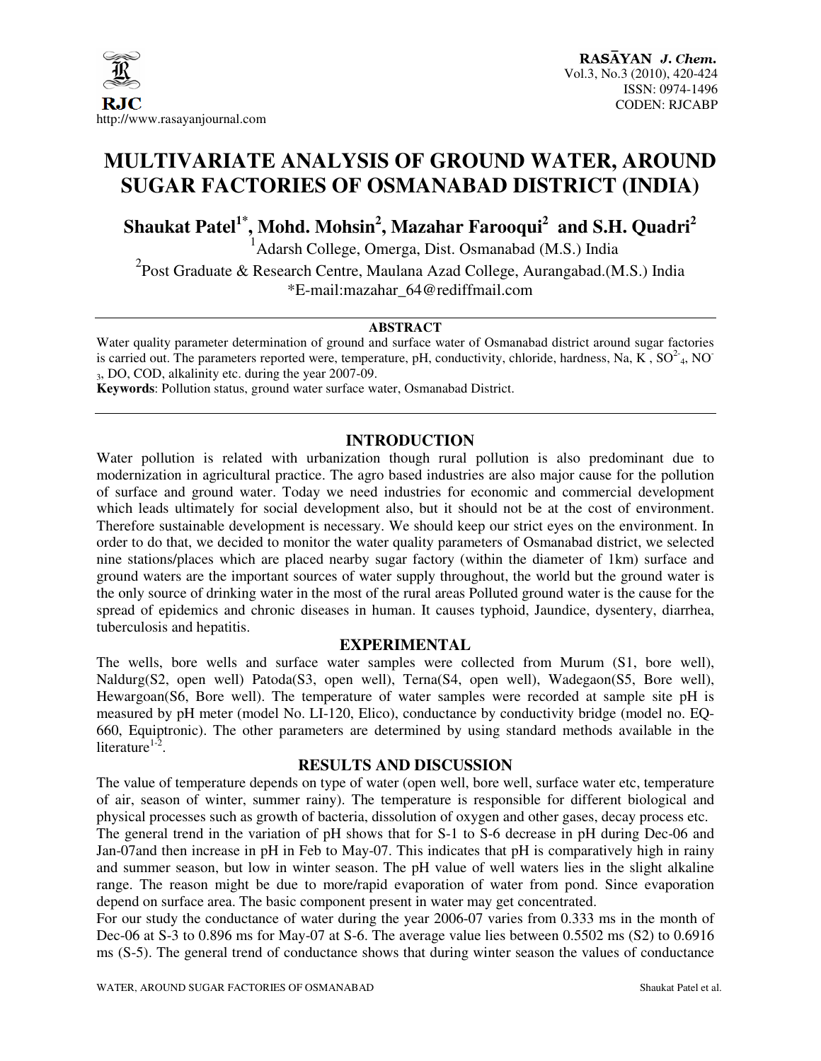# MULTIVARIATE ANALYSIS OF GROUND WATER, AROUND SUGAR FACTORIES OF OSMANABAD DISTRICT (INDIA)

**Shaukat Patel[1*], Mohd. Mohsin[2], Mazahar Farooqui[2] and S.H. Quadri[2]**

[1]Adarsh College, Omerga, Dist. Osmanabad (M.S.) India

[2]Post Graduate & Research Centre, Maulana Azad College, Aurangabad.(M.S.) India

*E-mail:mazahar_64@rediffmail.com

## ABSTRACT

Water quality parameter determination of ground and surface water of Osmanabad district around sugar factories is carried out. The parameters reported were, temperature, pH, conductivity, chloride, hardness, Na, K , $SO_4^{2-}$, $NO_3^-$, DO, COD, alkalinity etc. during the year 2007-09.

**Keywords**: Pollution status, ground water surface water, Osmanabad District.

## INTRODUCTION

Water pollution is related with urbanization though rural pollution is also predominant due to modernization in agricultural practice. The agro based industries are also major cause for the pollution of surface and ground water. Today we need industries for economic and commercial development which leads ultimately for social development also, but it should not be at the cost of environment. Therefore sustainable development is necessary. We should keep our strict eyes on the environment. In order to do that, we decided to monitor the water quality parameters of Osmanabad district, we selected nine stations/places which are placed nearby sugar factory (within the diameter of 1km) surface and ground waters are the important sources of water supply throughout, the world but the ground water is the only source of drinking water in the most of the rural areas Polluted ground water is the cause for the spread of epidemics and chronic diseases in human. It causes typhoid, Jaundice, dysentery, diarrhea, tuberculosis and hepatitis.

## EXPERIMENTAL

The wells, bore wells and surface water samples were collected from Murum (S1, bore well), Naldurg(S2, open well) Patoda(S3, open well), Terna(S4, open well), Wadegaon(S5, Bore well), Hewargoan(S6, Bore well). The temperature of water samples were recorded at sample site pH is measured by pH meter (model No. LI-120, Elico), conductance by conductivity bridge (model no. EQ-660, Equiptronic). The other parameters are determined by using standard methods available in the literature[1-2].

## RESULTS AND DISCUSSION

The value of temperature depends on type of water (open well, bore well, surface water etc, temperature of air, season of winter, summer rainy). The temperature is responsible for different biological and physical processes such as growth of bacteria, dissolution of oxygen and other gases, decay process etc.

The general trend in the variation of pH shows that for S-1 to S-6 decrease in pH during Dec-06 and Jan-07and then increase in pH in Feb to May-07. This indicates that pH is comparatively high in rainy and summer season, but low in winter season. The pH value of well waters lies in the slight alkaline range. The reason might be due to more/rapid evaporation of water from pond. Since evaporation depend on surface area. The basic component present in water may get concentrated.

For our study the conductance of water during the year 2006-07 varies from 0.333 ms in the month of Dec-06 at S-3 to 0.896 ms for May-07 at S-6. The average value lies between 0.5502 ms (S2) to 0.6916 ms (S-5). The general trend of conductance shows that during winter season the values of conductance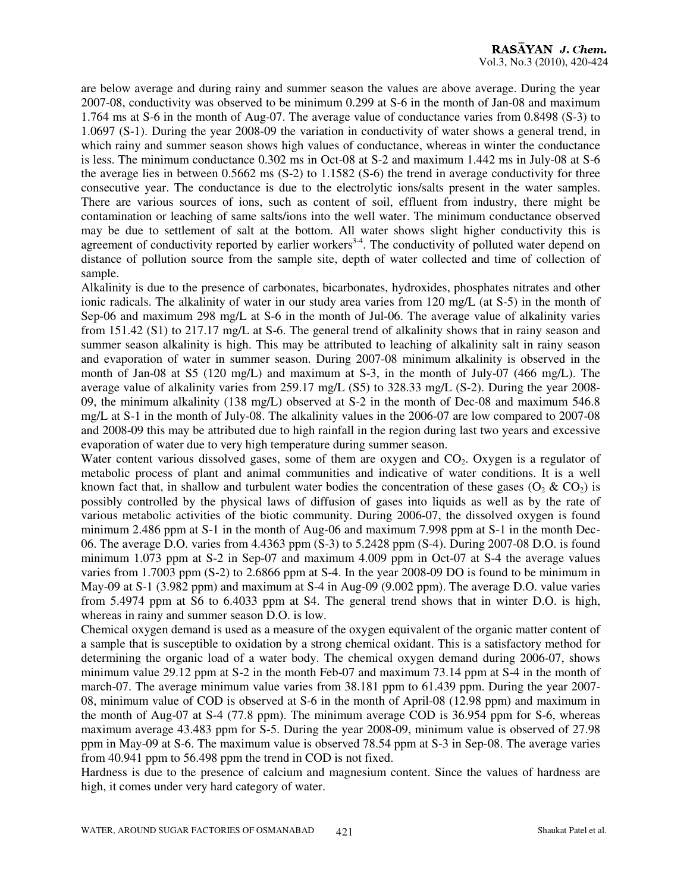are below average and during rainy and summer season the values are above average. During the year 2007-08, conductivity was observed to be minimum 0.299 at S-6 in the month of Jan-08 and maximum 1.764 ms at S-6 in the month of Aug-07. The average value of conductance varies from 0.8498 (S-3) to 1.0697 (S-1). During the year 2008-09 the variation in conductivity of water shows a general trend, in which rainy and summer season shows high values of conductance, whereas in winter the conductance is less. The minimum conductance 0.302 ms in Oct-08 at S-2 and maximum 1.442 ms in July-08 at S-6 the average lies in between 0.5662 ms (S-2) to 1.1582 (S-6) the trend in average conductivity for three consecutive year. The conductance is due to the electrolytic ions/salts present in the water samples. There are various sources of ions, such as content of soil, effluent from industry, there might be contamination or leaching of same salts/ions into the well water. The minimum conductance observed may be due to settlement of salt at the bottom. All water shows slight higher conductivity this is agreement of conductivity reported by earlier workers[3-4]. The conductivity of polluted water depend on distance of pollution source from the sample site, depth of water collected and time of collection of sample.

Alkalinity is due to the presence of carbonates, bicarbonates, hydroxides, phosphates nitrates and other ionic radicals. The alkalinity of water in our study area varies from 120 mg/L (at S-5) in the month of Sep-06 and maximum 298 mg/L at S-6 in the month of Jul-06. The average value of alkalinity varies from 151.42 (S1) to 217.17 mg/L at S-6. The general trend of alkalinity shows that in rainy season and summer season alkalinity is high. This may be attributed to leaching of alkalinity salt in rainy season and evaporation of water in summer season. During 2007-08 minimum alkalinity is observed in the month of Jan-08 at S5 (120 mg/L) and maximum at S-3, in the month of July-07 (466 mg/L). The average value of alkalinity varies from 259.17 mg/L (S5) to 328.33 mg/L (S-2). During the year 2008-09, the minimum alkalinity (138 mg/L) observed at S-2 in the month of Dec-08 and maximum 546.8 mg/L at S-1 in the month of July-08. The alkalinity values in the 2006-07 are low compared to 2007-08 and 2008-09 this may be attributed due to high rainfall in the region during last two years and excessive evaporation of water due to very high temperature during summer season.

Water content various dissolved gases, some of them are oxygen and $CO_2$. Oxygen is a regulator of metabolic process of plant and animal communities and indicative of water conditions. It is a well known fact that, in shallow and turbulent water bodies the concentration of these gases ($O_2$ & $CO_2$) is possibly controlled by the physical laws of diffusion of gases into liquids as well as by the rate of various metabolic activities of the biotic community. During 2006-07, the dissolved oxygen is found minimum 2.486 ppm at S-1 in the month of Aug-06 and maximum 7.998 ppm at S-1 in the month Dec-06. The average D.O. varies from 4.4363 ppm (S-3) to 5.2428 ppm (S-4). During 2007-08 D.O. is found minimum 1.073 ppm at S-2 in Sep-07 and maximum 4.009 ppm in Oct-07 at S-4 the average values varies from 1.7003 ppm (S-2) to 2.6866 ppm at S-4. In the year 2008-09 DO is found to be minimum in May-09 at S-1 (3.982 ppm) and maximum at S-4 in Aug-09 (9.002 ppm). The average D.O. value varies from 5.4974 ppm at S6 to 6.4033 ppm at S4. The general trend shows that in winter D.O. is high, whereas in rainy and summer season D.O. is low.

Chemical oxygen demand is used as a measure of the oxygen equivalent of the organic matter content of a sample that is susceptible to oxidation by a strong chemical oxidant. This is a satisfactory method for determining the organic load of a water body. The chemical oxygen demand during 2006-07, shows minimum value 29.12 ppm at S-2 in the month Feb-07 and maximum 73.14 ppm at S-4 in the month of march-07. The average minimum value varies from 38.181 ppm to 61.439 ppm. During the year 2007-08, minimum value of COD is observed at S-6 in the month of April-08 (12.98 ppm) and maximum in the month of Aug-07 at S-4 (77.8 ppm). The minimum average COD is 36.954 ppm for S-6, whereas maximum average 43.483 ppm for S-5. During the year 2008-09, minimum value is observed of 27.98 ppm in May-09 at S-6. The maximum value is observed 78.54 ppm at S-3 in Sep-08. The average varies from 40.941 ppm to 56.498 ppm the trend in COD is not fixed.

Hardness is due to the presence of calcium and magnesium content. Since the values of hardness are high, it comes under very hard category of water.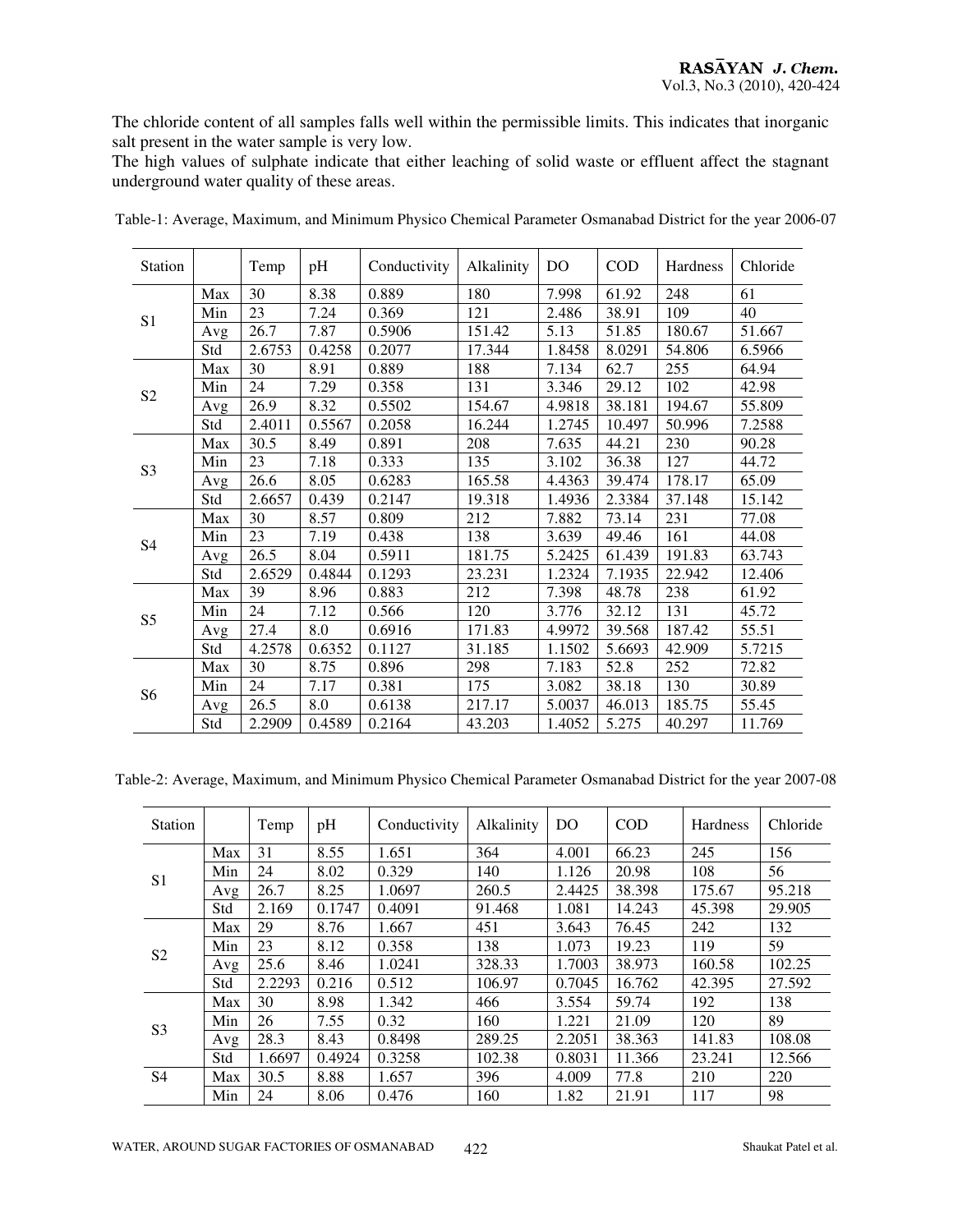The chloride content of all samples falls well within the permissible limits. This indicates that inorganic salt present in the water sample is very low.

The high values of sulphate indicate that either leaching of solid waste or effluent affect the stagnant underground water quality of these areas.

Table-1: Average, Maximum, and Minimum Physico Chemical Parameter Osmanabad District for the year 2006-07

| Station | | Temp | pH | Conductivity | Alkalinity | DO | COD | Hardness | Chloride |
|---|---|---|---|---|---|---|---|---|---|
| S1 | Max | 30 | 8.38 | 0.889 | 180 | 7.998 | 61.92 | 248 | 61 |
| | Min | 23 | 7.24 | 0.369 | 121 | 2.486 | 38.91 | 109 | 40 |
| | Avg | 26.7 | 7.87 | 0.5906 | 151.42 | 5.13 | 51.85 | 180.67 | 51.667 |
| | Std | 2.6753 | 0.4258 | 0.2077 | 17.344 | 1.8458 | 8.0291 | 54.806 | 6.5966 |
| S2 | Max | 30 | 8.91 | 0.889 | 188 | 7.134 | 62.7 | 255 | 64.94 |
| | Min | 24 | 7.29 | 0.358 | 131 | 3.346 | 29.12 | 102 | 42.98 |
| | Avg | 26.9 | 8.32 | 0.5502 | 154.67 | 4.9818 | 38.181 | 194.67 | 55.809 |
| | Std | 2.4011 | 0.5567 | 0.2058 | 16.244 | 1.2745 | 10.497 | 50.996 | 7.2588 |
| S3 | Max | 30.5 | 8.49 | 0.891 | 208 | 7.635 | 44.21 | 230 | 90.28 |
| | Min | 23 | 7.18 | 0.333 | 135 | 3.102 | 36.38 | 127 | 44.72 |
| | Avg | 26.6 | 8.05 | 0.6283 | 165.58 | 4.4363 | 39.474 | 178.17 | 65.09 |
| | Std | 2.6657 | 0.439 | 0.2147 | 19.318 | 1.4936 | 2.3384 | 37.148 | 15.142 |
| S4 | Max | 30 | 8.57 | 0.809 | 212 | 7.882 | 73.14 | 231 | 77.08 |
| | Min | 23 | 7.19 | 0.438 | 138 | 3.639 | 49.46 | 161 | 44.08 |
| | Avg | 26.5 | 8.04 | 0.5911 | 181.75 | 5.2425 | 61.439 | 191.83 | 63.743 |
| | Std | 2.6529 | 0.4844 | 0.1293 | 23.231 | 1.2324 | 7.1935 | 22.942 | 12.406 |
| S5 | Max | 39 | 8.96 | 0.883 | 212 | 7.398 | 48.78 | 238 | 61.92 |
| | Min | 24 | 7.12 | 0.566 | 120 | 3.776 | 32.12 | 131 | 45.72 |
| | Avg | 27.4 | 8.0 | 0.6916 | 171.83 | 4.9972 | 39.568 | 187.42 | 55.51 |
| | Std | 4.2578 | 0.6352 | 0.1127 | 31.185 | 1.1502 | 5.6693 | 42.909 | 5.7215 |
| S6 | Max | 30 | 8.75 | 0.896 | 298 | 7.183 | 52.8 | 252 | 72.82 |
| | Min | 24 | 7.17 | 0.381 | 175 | 3.082 | 38.18 | 130 | 30.89 |
| | Avg | 26.5 | 8.0 | 0.6138 | 217.17 | 5.0037 | 46.013 | 185.75 | 55.45 |
| | Std | 2.2909 | 0.4589 | 0.2164 | 43.203 | 1.4052 | 5.275 | 40.297 | 11.769 |

Table-2: Average, Maximum, and Minimum Physico Chemical Parameter Osmanabad District for the year 2007-08

| Station | | Temp | pH | Conductivity | Alkalinity | DO | COD | Hardness | Chloride |
|---|---|---|---|---|---|---|---|---|---|
| S1 | Max | 31 | 8.55 | 1.651 | 364 | 4.001 | 66.23 | 245 | 156 |
| | Min | 24 | 8.02 | 0.329 | 140 | 1.126 | 20.98 | 108 | 56 |
| | Avg | 26.7 | 8.25 | 1.0697 | 260.5 | 2.4425 | 38.398 | 175.67 | 95.218 |
| | Std | 2.169 | 0.1747 | 0.4091 | 91.468 | 1.081 | 14.243 | 45.398 | 29.905 |
| S2 | Max | 29 | 8.76 | 1.667 | 451 | 3.643 | 76.45 | 242 | 132 |
| | Min | 23 | 8.12 | 0.358 | 138 | 1.073 | 19.23 | 119 | 59 |
| | Avg | 25.6 | 8.46 | 1.0241 | 328.33 | 1.7003 | 38.973 | 160.58 | 102.25 |
| | Std | 2.2293 | 0.216 | 0.512 | 106.97 | 0.7045 | 16.762 | 42.395 | 27.592 |
| S3 | Max | 30 | 8.98 | 1.342 | 466 | 3.554 | 59.74 | 192 | 138 |
| | Min | 26 | 7.55 | 0.32 | 160 | 1.221 | 21.09 | 120 | 89 |
| | Avg | 28.3 | 8.43 | 0.8498 | 289.25 | 2.2051 | 38.363 | 141.83 | 108.08 |
| | Std | 1.6697 | 0.4924 | 0.3258 | 102.38 | 0.8031 | 11.366 | 23.241 | 12.566 |
| S4 | Max | 30.5 | 8.88 | 1.657 | 396 | 4.009 | 77.8 | 210 | 220 |
| | Min | 24 | 8.06 | 0.476 | 160 | 1.82 | 21.91 | 117 | 98 |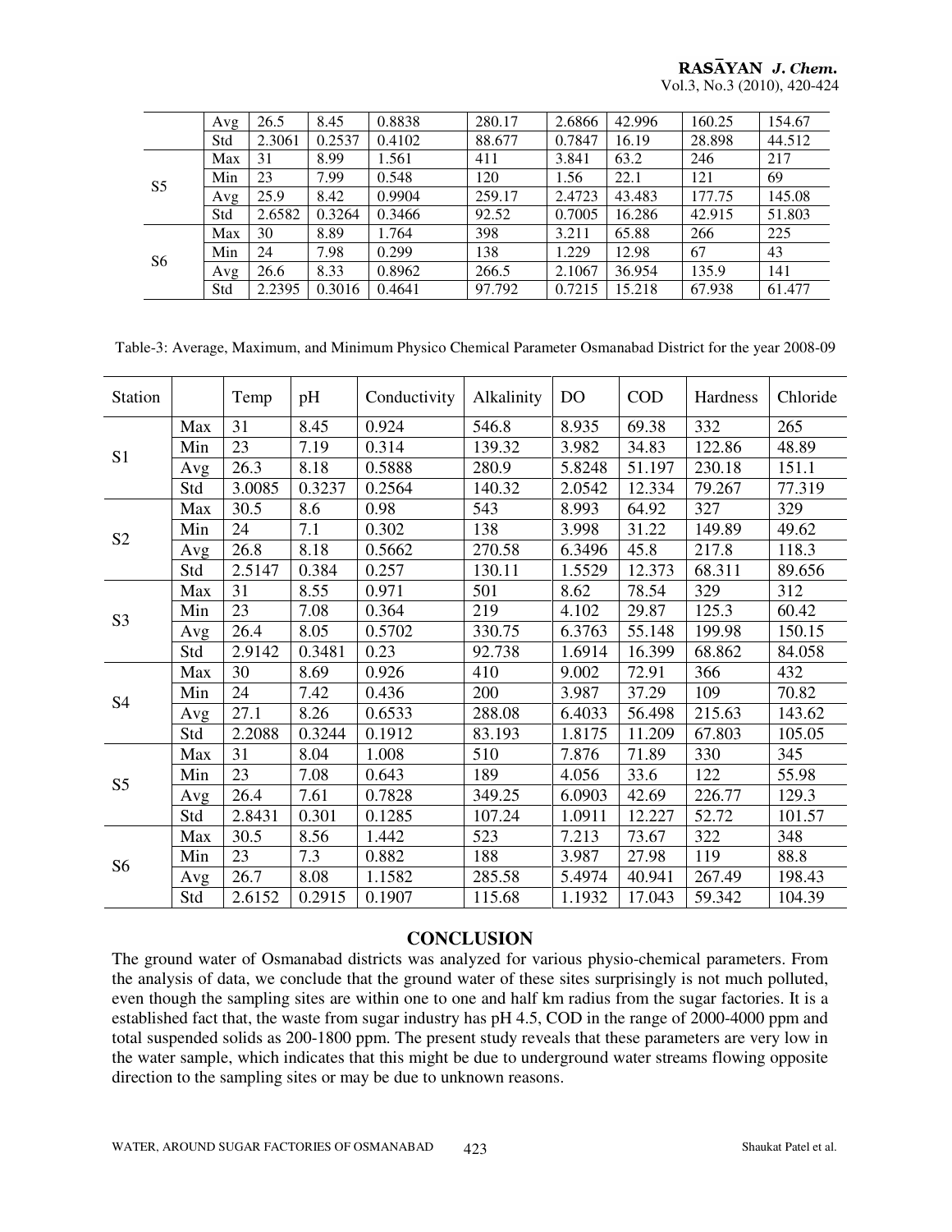|  |  |  |  |  |  |  |  |  |  |
|---|---|---|---|---|---|---|---|---|---|
|  | Avg | 26.5 | 8.45 | 0.8838 | 280.17 | 2.6866 | 42.996 | 160.25 | 154.67 |
|  | Std | 2.3061 | 0.2537 | 0.4102 | 88.677 | 0.7847 | 16.19 | 28.898 | 44.512 |
| S5 | Max | 31 | 8.99 | 1.561 | 411 | 3.841 | 63.2 | 246 | 217 |
|  | Min | 23 | 7.99 | 0.548 | 120 | 1.56 | 22.1 | 121 | 69 |
|  | Avg | 25.9 | 8.42 | 0.9904 | 259.17 | 2.4723 | 43.483 | 177.75 | 145.08 |
|  | Std | 2.6582 | 0.3264 | 0.3466 | 92.52 | 0.7005 | 16.286 | 42.915 | 51.803 |
| S6 | Max | 30 | 8.89 | 1.764 | 398 | 3.211 | 65.88 | 266 | 225 |
|  | Min | 24 | 7.98 | 0.299 | 138 | 1.229 | 12.98 | 67 | 43 |
|  | Avg | 26.6 | 8.33 | 0.8962 | 266.5 | 2.1067 | 36.954 | 135.9 | 141 |
|  | Std | 2.2395 | 0.3016 | 0.4641 | 97.792 | 0.7215 | 15.218 | 67.938 | 61.477 |

Table-3: Average, Maximum, and Minimum Physico Chemical Parameter Osmanabad District for the year 2008-09

| Station |  | Temp | pH | Conductivity | Alkalinity | DO | COD | Hardness | Chloride |
|---|---|---|---|---|---|---|---|---|---|
| S1 | Max | 31 | 8.45 | 0.924 | 546.8 | 8.935 | 69.38 | 332 | 265 |
|  | Min | 23 | 7.19 | 0.314 | 139.32 | 3.982 | 34.83 | 122.86 | 48.89 |
|  | Avg | 26.3 | 8.18 | 0.5888 | 280.9 | 5.8248 | 51.197 | 230.18 | 151.1 |
|  | Std | 3.0085 | 0.3237 | 0.2564 | 140.32 | 2.0542 | 12.334 | 79.267 | 77.319 |
| S2 | Max | 30.5 | 8.6 | 0.98 | 543 | 8.993 | 64.92 | 327 | 329 |
|  | Min | 24 | 7.1 | 0.302 | 138 | 3.998 | 31.22 | 149.89 | 49.62 |
|  | Avg | 26.8 | 8.18 | 0.5662 | 270.58 | 6.3496 | 45.8 | 217.8 | 118.3 |
|  | Std | 2.5147 | 0.384 | 0.257 | 130.11 | 1.5529 | 12.373 | 68.311 | 89.656 |
| S3 | Max | 31 | 8.55 | 0.971 | 501 | 8.62 | 78.54 | 329 | 312 |
|  | Min | 23 | 7.08 | 0.364 | 219 | 4.102 | 29.87 | 125.3 | 60.42 |
|  | Avg | 26.4 | 8.05 | 0.5702 | 330.75 | 6.3763 | 55.148 | 199.98 | 150.15 |
|  | Std | 2.9142 | 0.3481 | 0.23 | 92.738 | 1.6914 | 16.399 | 68.862 | 84.058 |
| S4 | Max | 30 | 8.69 | 0.926 | 410 | 9.002 | 72.91 | 366 | 432 |
|  | Min | 24 | 7.42 | 0.436 | 200 | 3.987 | 37.29 | 109 | 70.82 |
|  | Avg | 27.1 | 8.26 | 0.6533 | 288.08 | 6.4033 | 56.498 | 215.63 | 143.62 |
|  | Std | 2.2088 | 0.3244 | 0.1912 | 83.193 | 1.8175 | 11.209 | 67.803 | 105.05 |
| S5 | Max | 31 | 8.04 | 1.008 | 510 | 7.876 | 71.89 | 330 | 345 |
|  | Min | 23 | 7.08 | 0.643 | 189 | 4.056 | 33.6 | 122 | 55.98 |
|  | Avg | 26.4 | 7.61 | 0.7828 | 349.25 | 6.0903 | 42.69 | 226.77 | 129.3 |
|  | Std | 2.8431 | 0.301 | 0.1285 | 107.24 | 1.0911 | 12.227 | 52.72 | 101.57 |
| S6 | Max | 30.5 | 8.56 | 1.442 | 523 | 7.213 | 73.67 | 322 | 348 |
|  | Min | 23 | 7.3 | 0.882 | 188 | 3.987 | 27.98 | 119 | 88.8 |
|  | Avg | 26.7 | 8.08 | 1.1582 | 285.58 | 5.4974 | 40.941 | 267.49 | 198.43 |
|  | Std | 2.6152 | 0.2915 | 0.1907 | 115.68 | 1.1932 | 17.043 | 59.342 | 104.39 |

## CONCLUSION

The ground water of Osmanabad districts was analyzed for various physio-chemical parameters. From the analysis of data, we conclude that the ground water of these sites surprisingly is not much polluted, even though the sampling sites are within one to one and half km radius from the sugar factories. It is a established fact that, the waste from sugar industry has pH 4.5, COD in the range of 2000-4000 ppm and total suspended solids as 200-1800 ppm. The present study reveals that these parameters are very low in the water sample, which indicates that this might be due to underground water streams flowing opposite direction to the sampling sites or may be due to unknown reasons.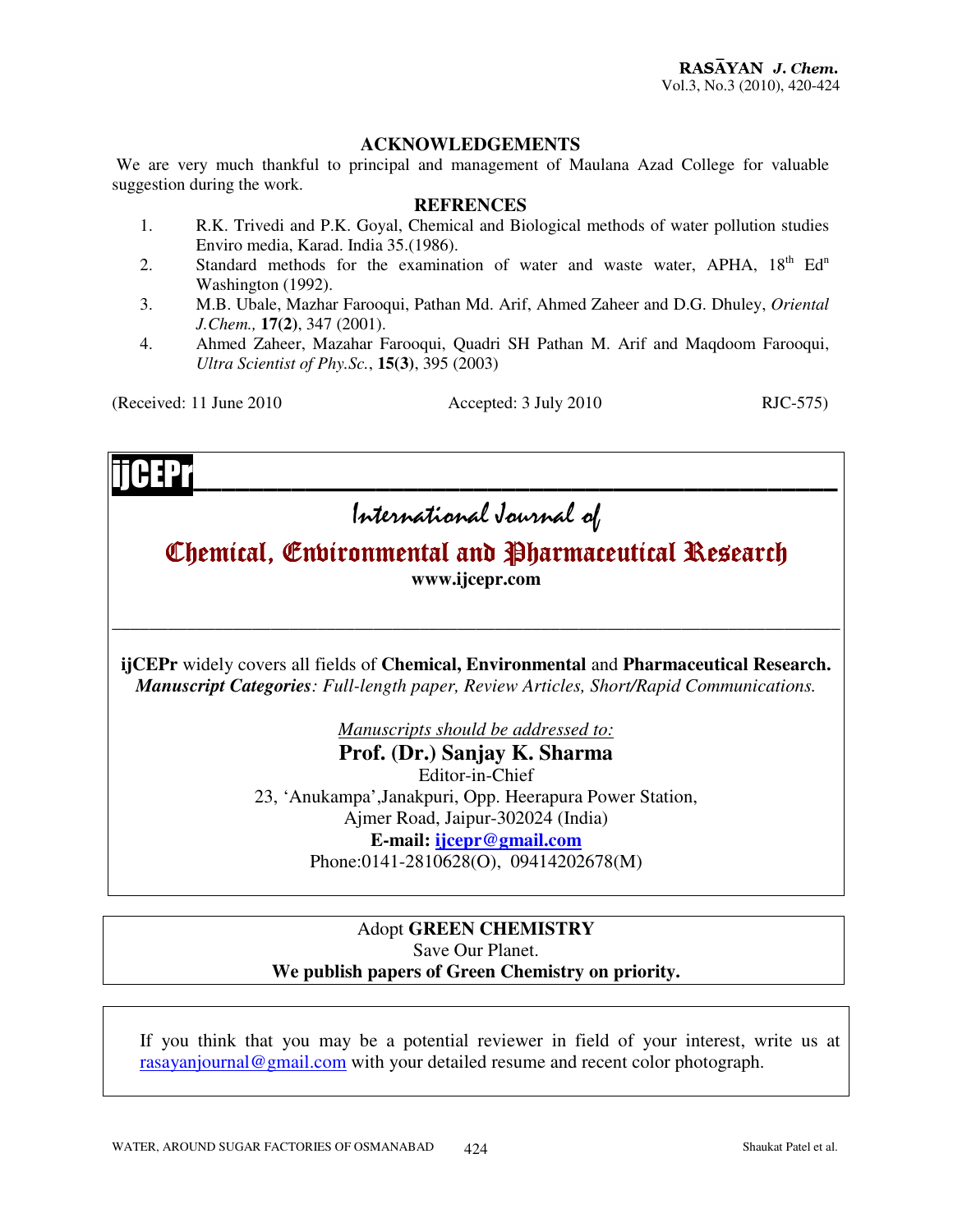## ACKNOWLEDGEMENTS

We are very much thankful to principal and management of Maulana Azad College for valuable suggestion during the work.

## REFRENCES

1. R.K. Trivedi and P.K. Goyal, Chemical and Biological methods of water pollution studies Enviro media, Karad. India 35.(1986).
2. Standard methods for the examination of water and waste water, APHA, 18th Edn Washington (1992).
3. M.B. Ubale, Mazhar Farooqui, Pathan Md. Arif, Ahmed Zaheer and D.G. Dhuley, *Oriental J.Chem.,* **17(2)**, 347 (2001).
4. Ahmed Zaheer, Mazahar Farooqui, Quadri SH Pathan M. Arif and Maqdoom Farooqui, *Ultra Scientist of Phy.Sc.*, **15(3)**, 395 (2003)

(Received: 11 June 2010 Accepted: 3 July 2010 RJC-575)

---

**ijCEPr**

*International Journal of*

**Chemical, Environmental and Pharmaceutical Research**

**www.ijcepr.com**

---

**ijCEPr** widely covers all fields of **Chemical, Environmental** and **Pharmaceutical Research.**
***Manuscript Categories****: Full-length paper, Review Articles, Short/Rapid Communications.*

*Manuscripts should be addressed to:*

**Prof. (Dr.) Sanjay K. Sharma**
Editor-in-Chief
23, 'Anukampa',Janakpuri, Opp. Heerapura Power Station,
Ajmer Road, Jaipur-302024 (India)
**E-mail: ijcepr@gmail.com**
Phone:0141-2810628(O), 09414202678(M)

---

Adopt **GREEN CHEMISTRY**
Save Our Planet.
**We publish papers of Green Chemistry on priority.**

---

If you think that you may be a potential reviewer in field of your interest, write us at rasayanjournal@gmail.com with your detailed resume and recent color photograph.